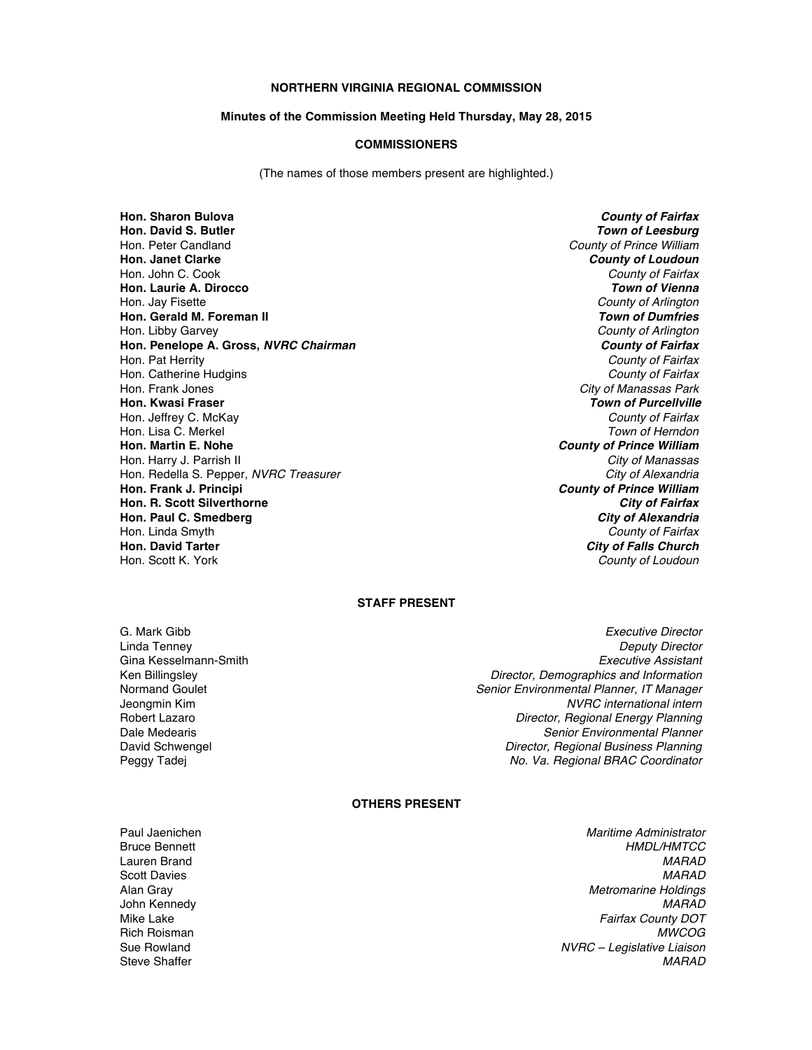**NORTHERN VIRGINIA REGIONAL COMMISSION**

**Minutes of the Commission Meeting Held Thursday, May 28, 2015**

**COMMISSIONERS**

(The names of those members present are highlighted.)

| Name | Jurisdiction |
| --- | --- |
| **Hon. Sharon Bulova** | ***County of Fairfax*** |
| **Hon. David S. Butler** | ***Town of Leesburg*** |
| Hon. Peter Candland | *County of Prince William* |
| **Hon. Janet Clarke** | ***County of Loudoun*** |
| Hon. John C. Cook | *County of Fairfax* |
| **Hon. Laurie A. Dirocco** | ***Town of Vienna*** |
| Hon. Jay Fisette | *County of Arlington* |
| **Hon. Gerald M. Foreman II** | ***Town of Dumfries*** |
| Hon. Libby Garvey | *County of Arlington* |
| **Hon. Penelope A. Gross, *NVRC Chairman*** | ***County of Fairfax*** |
| Hon. Pat Herrity | *County of Fairfax* |
| Hon. Catherine Hudgins | *County of Fairfax* |
| Hon. Frank Jones | *City of Manassas Park* |
| **Hon. Kwasi Fraser** | ***Town of Purcellville*** |
| Hon. Jeffrey C. McKay | *County of Fairfax* |
| Hon. Lisa C. Merkel | *Town of Herndon* |
| **Hon. Martin E. Nohe** | ***County of Prince William*** |
| Hon. Harry J. Parrish II | *City of Manassas* |
| Hon. Redella S. Pepper, *NVRC Treasurer* | *City of Alexandria* |
| **Hon. Frank J. Principi** | ***County of Prince William*** |
| **Hon. R. Scott Silverthorne** | ***City of Fairfax*** |
| **Hon. Paul C. Smedberg** | ***City of Alexandria*** |
| Hon. Linda Smyth | *County of Fairfax* |
| **Hon. David Tarter** | ***City of Falls Church*** |
| Hon. Scott K. York | *County of Loudoun* |

**STAFF PRESENT**

| Name | Title |
| --- | --- |
| G. Mark Gibb | *Executive Director* |
| Linda Tenney | *Deputy Director* |
| Gina Kesselmann-Smith | *Executive Assistant* |
| Ken Billingsley | *Director, Demographics and Information* |
| Normand Goulet | *Senior Environmental Planner, IT Manager* |
| Jeongmin Kim | *NVRC international intern* |
| Robert Lazaro | *Director, Regional Energy Planning* |
| Dale Medearis | *Senior Environmental Planner* |
| David Schwengel | *Director, Regional Business Planning* |
| Peggy Tadej | *No. Va. Regional BRAC Coordinator* |

**OTHERS PRESENT**

| Name | Affiliation |
| --- | --- |
| Paul Jaenichen | *Maritime Administrator* |
| Bruce Bennett | *HMDL/HMTCC* |
| Lauren Brand | *MARAD* |
| Scott Davies | *MARAD* |
| Alan Gray | *Metromarine Holdings* |
| John Kennedy | *MARAD* |
| Mike Lake | *Fairfax County DOT* |
| Rich Roisman | *MWCOG* |
| Sue Rowland | *NVRC – Legislative Liaison* |
| Steve Shaffer | *MARAD* |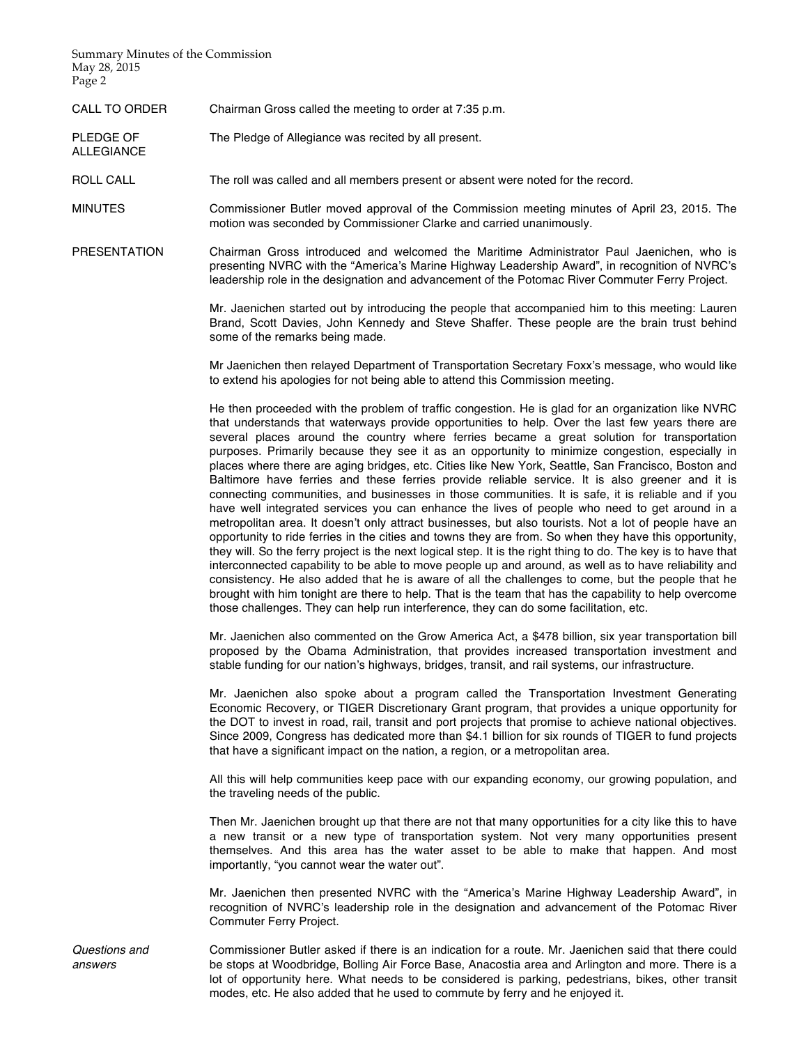**CALL TO ORDER** Chairman Gross called the meeting to order at 7:35 p.m.

**PLEDGE OF ALLEGIANCE** The Pledge of Allegiance was recited by all present.

**ROLL CALL** The roll was called and all members present or absent were noted for the record.

**MINUTES** Commissioner Butler moved approval of the Commission meeting minutes of April 23, 2015. The motion was seconded by Commissioner Clarke and carried unanimously.

**PRESENTATION** Chairman Gross introduced and welcomed the Maritime Administrator Paul Jaenichen, who is presenting NVRC with the "America's Marine Highway Leadership Award", in recognition of NVRC's leadership role in the designation and advancement of the Potomac River Commuter Ferry Project.

Mr. Jaenichen started out by introducing the people that accompanied him to this meeting: Lauren Brand, Scott Davies, John Kennedy and Steve Shaffer. These people are the brain trust behind some of the remarks being made.

Mr Jaenichen then relayed Department of Transportation Secretary Foxx's message, who would like to extend his apologies for not being able to attend this Commission meeting.

He then proceeded with the problem of traffic congestion. He is glad for an organization like NVRC that understands that waterways provide opportunities to help. Over the last few years there are several places around the country where ferries became a great solution for transportation purposes. Primarily because they see it as an opportunity to minimize congestion, especially in places where there are aging bridges, etc. Cities like New York, Seattle, San Francisco, Boston and Baltimore have ferries and these ferries provide reliable service. It is also greener and it is connecting communities, and businesses in those communities. It is safe, it is reliable and if you have well integrated services you can enhance the lives of people who need to get around in a metropolitan area. It doesn't only attract businesses, but also tourists. Not a lot of people have an opportunity to ride ferries in the cities and towns they are from. So when they have this opportunity, they will. So the ferry project is the next logical step. It is the right thing to do. The key is to have that interconnected capability to be able to move people up and around, as well as to have reliability and consistency. He also added that he is aware of all the challenges to come, but the people that he brought with him tonight are there to help. That is the team that has the capability to help overcome those challenges. They can help run interference, they can do some facilitation, etc.

Mr. Jaenichen also commented on the Grow America Act, a $478 billion, six year transportation bill proposed by the Obama Administration, that provides increased transportation investment and stable funding for our nation's highways, bridges, transit, and rail systems, our infrastructure.

Mr. Jaenichen also spoke about a program called the Transportation Investment Generating Economic Recovery, or TIGER Discretionary Grant program, that provides a unique opportunity for the DOT to invest in road, rail, transit and port projects that promise to achieve national objectives. Since 2009, Congress has dedicated more than $4.1 billion for six rounds of TIGER to fund projects that have a significant impact on the nation, a region, or a metropolitan area.

All this will help communities keep pace with our expanding economy, our growing population, and the traveling needs of the public.

Then Mr. Jaenichen brought up that there are not that many opportunities for a city like this to have a new transit or a new type of transportation system. Not very many opportunities present themselves. And this area has the water asset to be able to make that happen. And most importantly, "you cannot wear the water out".

Mr. Jaenichen then presented NVRC with the "America's Marine Highway Leadership Award", in recognition of NVRC's leadership role in the designation and advancement of the Potomac River Commuter Ferry Project.

*Questions and answers* Commissioner Butler asked if there is an indication for a route. Mr. Jaenichen said that there could be stops at Woodbridge, Bolling Air Force Base, Anacostia area and Arlington and more. There is a lot of opportunity here. What needs to be considered is parking, pedestrians, bikes, other transit modes, etc. He also added that he used to commute by ferry and he enjoyed it.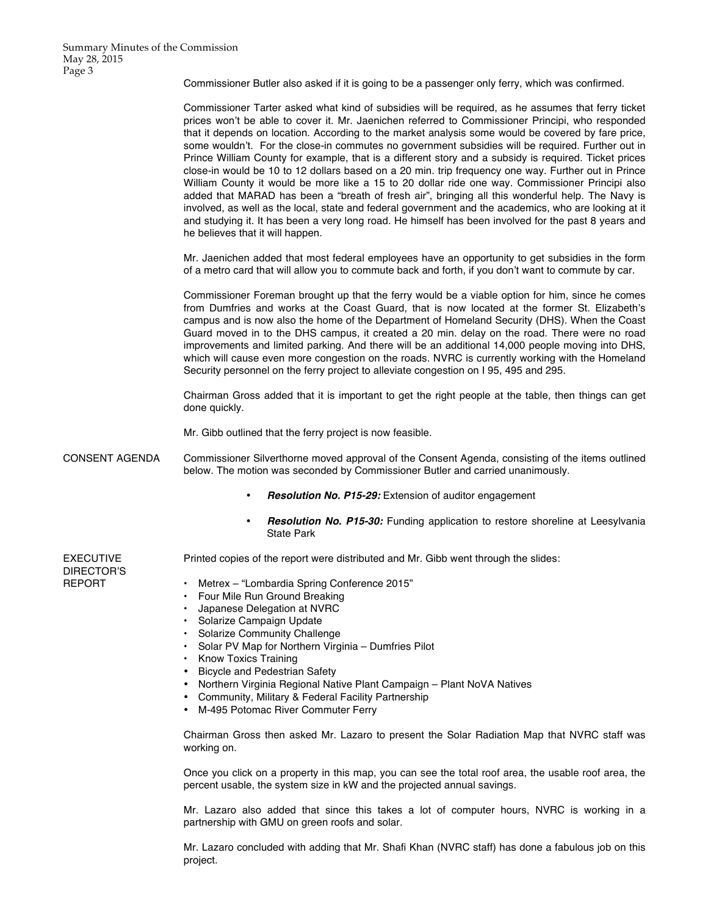Commissioner Butler also asked if it is going to be a passenger only ferry, which was confirmed.

Commissioner Tarter asked what kind of subsidies will be required, as he assumes that ferry ticket prices won't be able to cover it. Mr. Jaenichen referred to Commissioner Principi, who responded that it depends on location. According to the market analysis some would be covered by fare price, some wouldn't. For the close-in commutes no government subsidies will be required. Further out in Prince William County for example, that is a different story and a subsidy is required. Ticket prices close-in would be 10 to 12 dollars based on a 20 min. trip frequency one way. Further out in Prince William County it would be more like a 15 to 20 dollar ride one way. Commissioner Principi also added that MARAD has been a "breath of fresh air", bringing all this wonderful help. The Navy is involved, as well as the local, state and federal government and the academics, who are looking at it and studying it. It has been a very long road. He himself has been involved for the past 8 years and he believes that it will happen.

Mr. Jaenichen added that most federal employees have an opportunity to get subsidies in the form of a metro card that will allow you to commute back and forth, if you don't want to commute by car.

Commissioner Foreman brought up that the ferry would be a viable option for him, since he comes from Dumfries and works at the Coast Guard, that is now located at the former St. Elizabeth's campus and is now also the home of the Department of Homeland Security (DHS). When the Coast Guard moved in to the DHS campus, it created a 20 min. delay on the road. There were no road improvements and limited parking. And there will be an additional 14,000 people moving into DHS, which will cause even more congestion on the roads. NVRC is currently working with the Homeland Security personnel on the ferry project to alleviate congestion on I 95, 495 and 295.

Chairman Gross added that it is important to get the right people at the table, then things can get done quickly.

Mr. Gibb outlined that the ferry project is now feasible.

## CONSENT AGENDA

Commissioner Silverthorne moved approval of the Consent Agenda, consisting of the items outlined below. The motion was seconded by Commissioner Butler and carried unanimously.

- ***Resolution No. P15-29:*** Extension of auditor engagement
- ***Resolution No. P15-30:*** Funding application to restore shoreline at Leesylvania State Park

## EXECUTIVE DIRECTOR'S REPORT

Printed copies of the report were distributed and Mr. Gibb went through the slides:

- Metrex – "Lombardia Spring Conference 2015"
- Four Mile Run Ground Breaking
- Japanese Delegation at NVRC
- Solarize Campaign Update
- Solarize Community Challenge
- Solar PV Map for Northern Virginia – Dumfries Pilot
- Know Toxics Training
- Bicycle and Pedestrian Safety
- Northern Virginia Regional Native Plant Campaign – Plant NoVA Natives
- Community, Military & Federal Facility Partnership
- M-495 Potomac River Commuter Ferry

Chairman Gross then asked Mr. Lazaro to present the Solar Radiation Map that NVRC staff was working on.

Once you click on a property in this map, you can see the total roof area, the usable roof area, the percent usable, the system size in kW and the projected annual savings.

Mr. Lazaro also added that since this takes a lot of computer hours, NVRC is working in a partnership with GMU on green roofs and solar.

Mr. Lazaro concluded with adding that Mr. Shafi Khan (NVRC staff) has done a fabulous job on this project.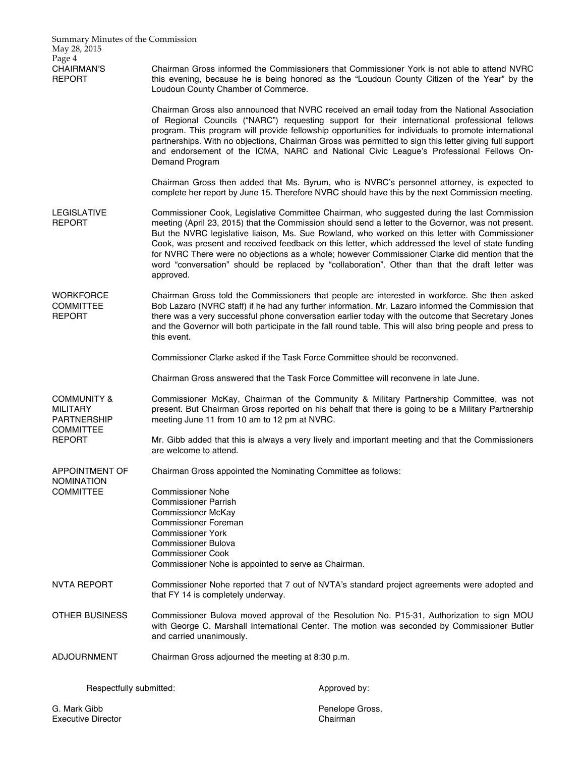**CHAIRMAN'S REPORT**

Chairman Gross informed the Commissioners that Commissioner York is not able to attend NVRC this evening, because he is being honored as the "Loudoun County Citizen of the Year" by the Loudoun County Chamber of Commerce.

Chairman Gross also announced that NVRC received an email today from the National Association of Regional Councils ("NARC") requesting support for their international professional fellows program. This program will provide fellowship opportunities for individuals to promote international partnerships. With no objections, Chairman Gross was permitted to sign this letter giving full support and endorsement of the ICMA, NARC and National Civic League's Professional Fellows On-Demand Program

Chairman Gross then added that Ms. Byrum, who is NVRC's personnel attorney, is expected to complete her report by June 15. Therefore NVRC should have this by the next Commission meeting.

**LEGISLATIVE REPORT**

Commissioner Cook, Legislative Committee Chairman, who suggested during the last Commission meeting (April 23, 2015) that the Commission should send a letter to the Governor, was not present. But the NVRC legislative liaison, Ms. Sue Rowland, who worked on this letter with Commissioner Cook, was present and received feedback on this letter, which addressed the level of state funding for NVRC There were no objections as a whole; however Commissioner Clarke did mention that the word "conversation" should be replaced by "collaboration". Other than that the draft letter was approved.

**WORKFORCE COMMITTEE REPORT**

Chairman Gross told the Commissioners that people are interested in workforce. She then asked Bob Lazaro (NVRC staff) if he had any further information. Mr. Lazaro informed the Commission that there was a very successful phone conversation earlier today with the outcome that Secretary Jones and the Governor will both participate in the fall round table. This will also bring people and press to this event.

Commissioner Clarke asked if the Task Force Committee should be reconvened.

Chairman Gross answered that the Task Force Committee will reconvene in late June.

**COMMUNITY & MILITARY PARTNERSHIP COMMITTEE REPORT**

Commissioner McKay, Chairman of the Community & Military Partnership Committee, was not present. But Chairman Gross reported on his behalf that there is going to be a Military Partnership meeting June 11 from 10 am to 12 pm at NVRC.

Mr. Gibb added that this is always a very lively and important meeting and that the Commissioners are welcome to attend.

**APPOINTMENT OF NOMINATION COMMITTEE**

Chairman Gross appointed the Nominating Committee as follows:

Commissioner Nohe
Commissioner Parrish
Commissioner McKay
Commissioner Foreman
Commissioner York
Commissioner Bulova
Commissioner Cook
Commissioner Nohe is appointed to serve as Chairman.

**NVTA REPORT**

Commissioner Nohe reported that 7 out of NVTA's standard project agreements were adopted and that FY 14 is completely underway.

**OTHER BUSINESS**

Commissioner Bulova moved approval of the Resolution No. P15-31, Authorization to sign MOU with George C. Marshall International Center. The motion was seconded by Commissioner Butler and carried unanimously.

**ADJOURNMENT**

Chairman Gross adjourned the meeting at 8:30 p.m.

Respectfully submitted:

G. Mark Gibb
Executive Director

Approved by:

Penelope Gross,
Chairman